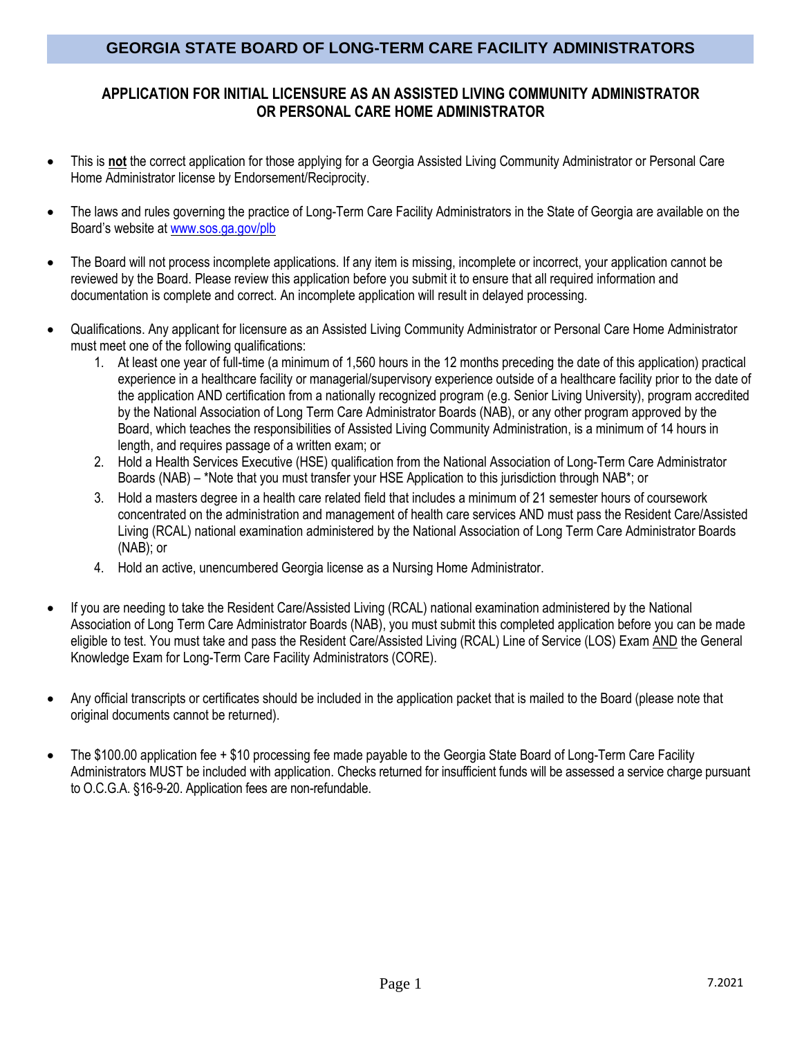# GEORGIA STATE BOARD OF LONG-TERM CARE FACILITY ADMINISTRATORS

## APPLICATION FOR INITIAL LICENSURE AS AN ASSISTED LIVING COMMUNITY ADMINISTRATOR OR PERSONAL CARE HOME ADMINISTRATOR

- This is **not** the correct application for those applying for a Georgia Assisted Living Community Administrator or Personal Care Home Administrator license by Endorsement/Reciprocity.

- The laws and rules governing the practice of Long-Term Care Facility Administrators in the State of Georgia are available on the Board's website at www.sos.ga.gov/plb

- The Board will not process incomplete applications. If any item is missing, incomplete or incorrect, your application cannot be reviewed by the Board. Please review this application before you submit it to ensure that all required information and documentation is complete and correct. An incomplete application will result in delayed processing.

- Qualifications. Any applicant for licensure as an Assisted Living Community Administrator or Personal Care Home Administrator must meet one of the following qualifications:
  1. At least one year of full-time (a minimum of 1,560 hours in the 12 months preceding the date of this application) practical experience in a healthcare facility or managerial/supervisory experience outside of a healthcare facility prior to the date of the application AND certification from a nationally recognized program (e.g. Senior Living University), program accredited by the National Association of Long Term Care Administrator Boards (NAB), or any other program approved by the Board, which teaches the responsibilities of Assisted Living Community Administration, is a minimum of 14 hours in length, and requires passage of a written exam; or
  2. Hold a Health Services Executive (HSE) qualification from the National Association of Long-Term Care Administrator Boards (NAB) – *Note that you must transfer your HSE Application to this jurisdiction through NAB*; or
  3. Hold a masters degree in a health care related field that includes a minimum of 21 semester hours of coursework concentrated on the administration and management of health care services AND must pass the Resident Care/Assisted Living (RCAL) national examination administered by the National Association of Long Term Care Administrator Boards (NAB); or
  4. Hold an active, unencumbered Georgia license as a Nursing Home Administrator.

- If you are needing to take the Resident Care/Assisted Living (RCAL) national examination administered by the National Association of Long Term Care Administrator Boards (NAB), you must submit this completed application before you can be made eligible to test. You must take and pass the Resident Care/Assisted Living (RCAL) Line of Service (LOS) Exam <u>AND</u> the General Knowledge Exam for Long-Term Care Facility Administrators (CORE).

- Any official transcripts or certificates should be included in the application packet that is mailed to the Board (please note that original documents cannot be returned).

- The $100.00 application fee + $10 processing fee made payable to the Georgia State Board of Long-Term Care Facility Administrators MUST be included with application. Checks returned for insufficient funds will be assessed a service charge pursuant to O.C.G.A. §16-9-20. Application fees are non-refundable.

7.2021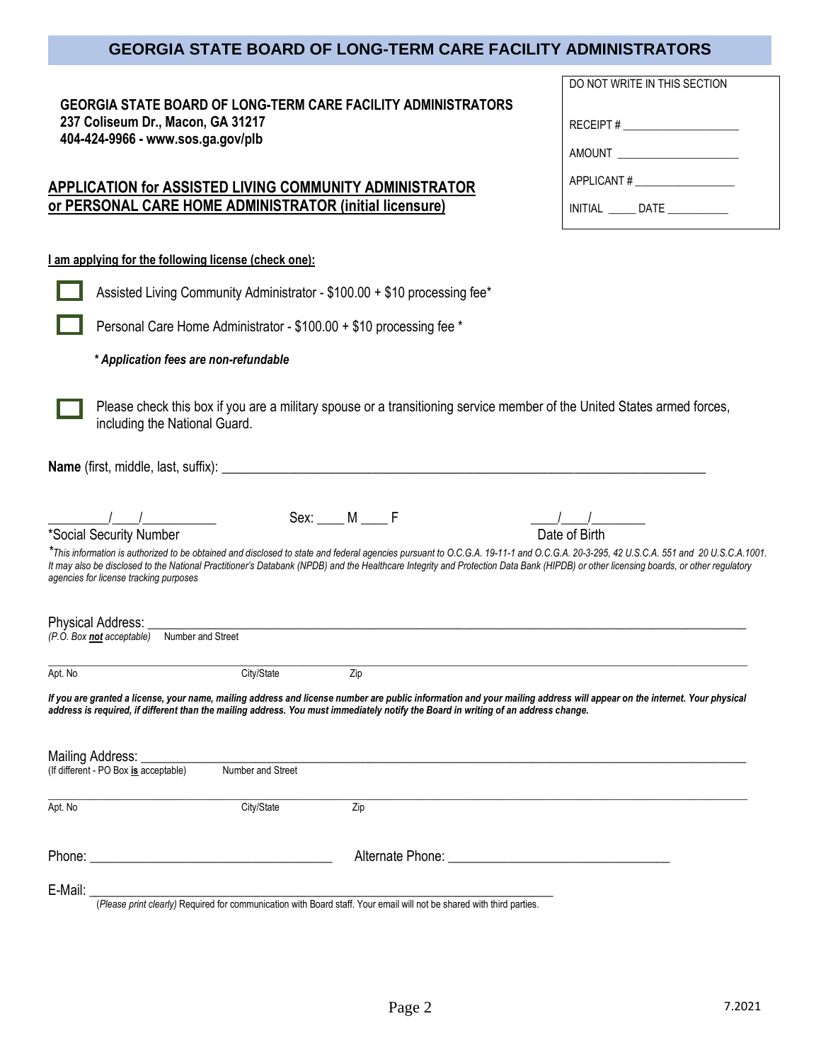# GEORGIA STATE BOARD OF LONG-TERM CARE FACILITY ADMINISTRATORS

**GEORGIA STATE BOARD OF LONG-TERM CARE FACILITY ADMINISTRATORS**
**237 Coliseum Dr., Macon, GA 31217**
**404-424-9966 - www.sos.ga.gov/plb**

| DO NOT WRITE IN THIS SECTION |
|---|
| RECEIPT # ____________________ |
| AMOUNT ____________________ |
| APPLICANT # ________________ |
| INITIAL _____ DATE __________ |

## APPLICATION for ASSISTED LIVING COMMUNITY ADMINISTRATOR or PERSONAL CARE HOME ADMINISTRATOR (initial licensure)

**I am applying for the following license (check one):**

☐ Assisted Living Community Administrator - $100.00 + $10 processing fee*

☐ Personal Care Home Administrator - $100.00 + $10 processing fee *

***\* Application fees are non-refundable***

☐ Please check this box if you are a military spouse or a transitioning service member of the United States armed forces, including the National Guard.

**Name** (first, middle, last, suffix): ______________________________________________________________________

_________/____/___________ Sex: ____ M ____ F ____/____/________

*Social Security Number Date of Birth

*\*This information is authorized to be obtained and disclosed to state and federal agencies pursuant to O.C.G.A. 19-11-1 and O.C.G.A. 20-3-295, 42 U.S.C.A. 551 and 20 U.S.C.A.1001. It may also be disclosed to the National Practitioner's Databank (NPDB) and the Healthcare Integrity and Protection Data Bank (HIPDB) or other licensing boards, or other regulatory agencies for license tracking purposes*

Physical Address: ______________________________________________________________________
*(P.O. Box **not** acceptable)* Number and Street

______________________________________________________________________
Apt. No City/State Zip

***If you are granted a license, your name, mailing address and license number are public information and your mailing address will appear on the internet. Your physical address is required, if different than the mailing address. You must immediately notify the Board in writing of an address change.***

Mailing Address: ______________________________________________________________________
(If different - PO Box **is** acceptable) Number and Street

______________________________________________________________________
Apt. No City/State Zip

Phone: ___________________________________ Alternate Phone: _______________________________

E-Mail: ______________________________________________________________________
(*Please print clearly)* Required for communication with Board staff. Your email will not be shared with third parties.

7.2021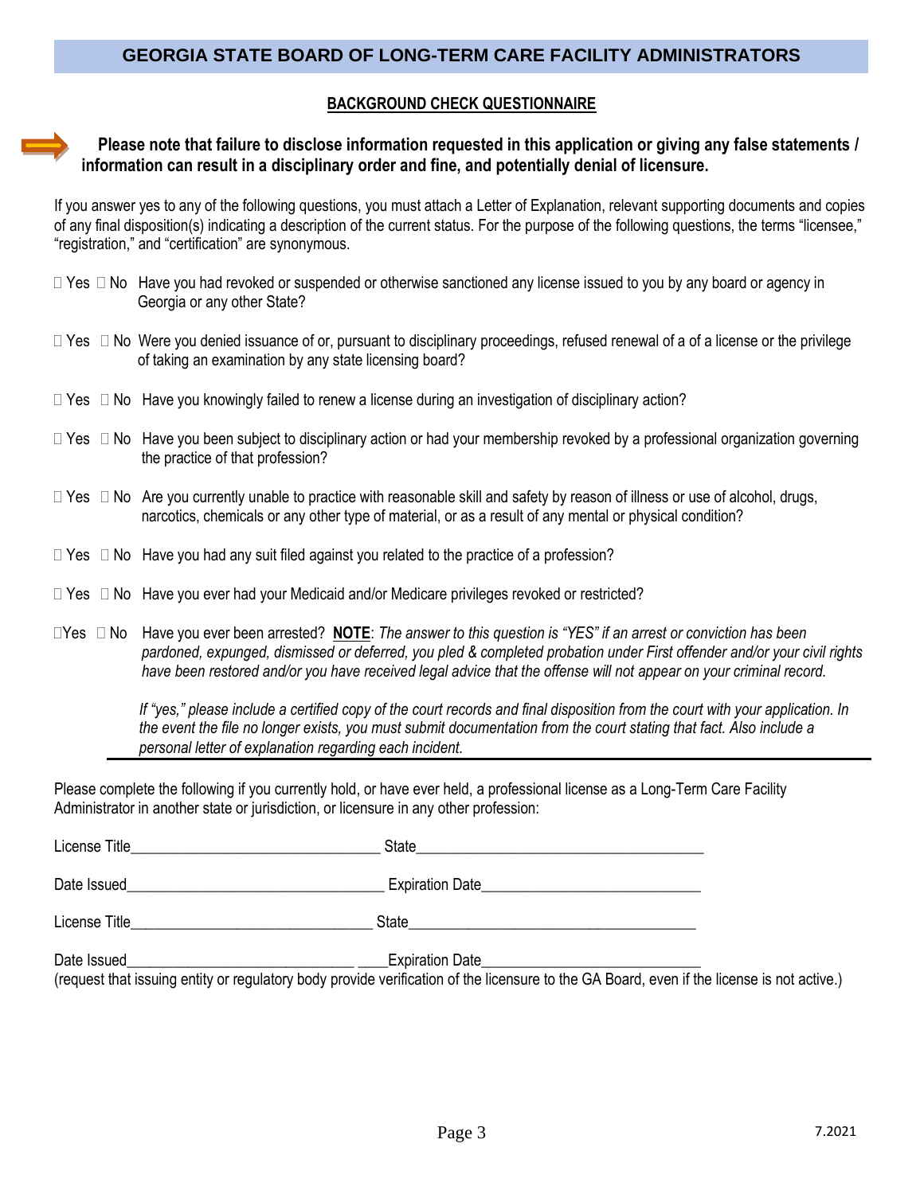## GEORGIA STATE BOARD OF LONG-TERM CARE FACILITY ADMINISTRATORS

**BACKGROUND CHECK QUESTIONNAIRE**

**Please note that failure to disclose information requested in this application or giving any false statements / information can result in a disciplinary order and fine, and potentially denial of licensure.**

If you answer yes to any of the following questions, you must attach a Letter of Explanation, relevant supporting documents and copies of any final disposition(s) indicating a description of the current status. For the purpose of the following questions, the terms "licensee," "registration," and "certification" are synonymous.

☐ Yes ☐ No Have you had revoked or suspended or otherwise sanctioned any license issued to you by any board or agency in Georgia or any other State?

☐ Yes ☐ No Were you denied issuance of or, pursuant to disciplinary proceedings, refused renewal of a of a license or the privilege of taking an examination by any state licensing board?

☐ Yes ☐ No Have you knowingly failed to renew a license during an investigation of disciplinary action?

☐ Yes ☐ No Have you been subject to disciplinary action or had your membership revoked by a professional organization governing the practice of that profession?

☐ Yes ☐ No Are you currently unable to practice with reasonable skill and safety by reason of illness or use of alcohol, drugs, narcotics, chemicals or any other type of material, or as a result of any mental or physical condition?

☐ Yes ☐ No Have you had any suit filed against you related to the practice of a profession?

☐ Yes ☐ No Have you ever had your Medicaid and/or Medicare privileges revoked or restricted?

☐ Yes ☐ No Have you ever been arrested? **NOTE**: *The answer to this question is "YES" if an arrest or conviction has been pardoned, expunged, dismissed or deferred, you pled & completed probation under First offender and/or your civil rights have been restored and/or you have received legal advice that the offense will not appear on your criminal record.*

*If "yes," please include a certified copy of the court records and final disposition from the court with your application. In the event the file no longer exists, you must submit documentation from the court stating that fact. Also include a personal letter of explanation regarding each incident.*

---

Please complete the following if you currently hold, or have ever held, a professional license as a Long-Term Care Facility Administrator in another state or jurisdiction, or licensure in any other profession:

License Title________________________________ State______________________________________

Date Issued_________________________________ Expiration Date_____________________________

License Title_______________________________ State_______________________________________

Date Issued_____________________________ ____Expiration Date____________________________

(request that issuing entity or regulatory body provide verification of the licensure to the GA Board, even if the license is not active.)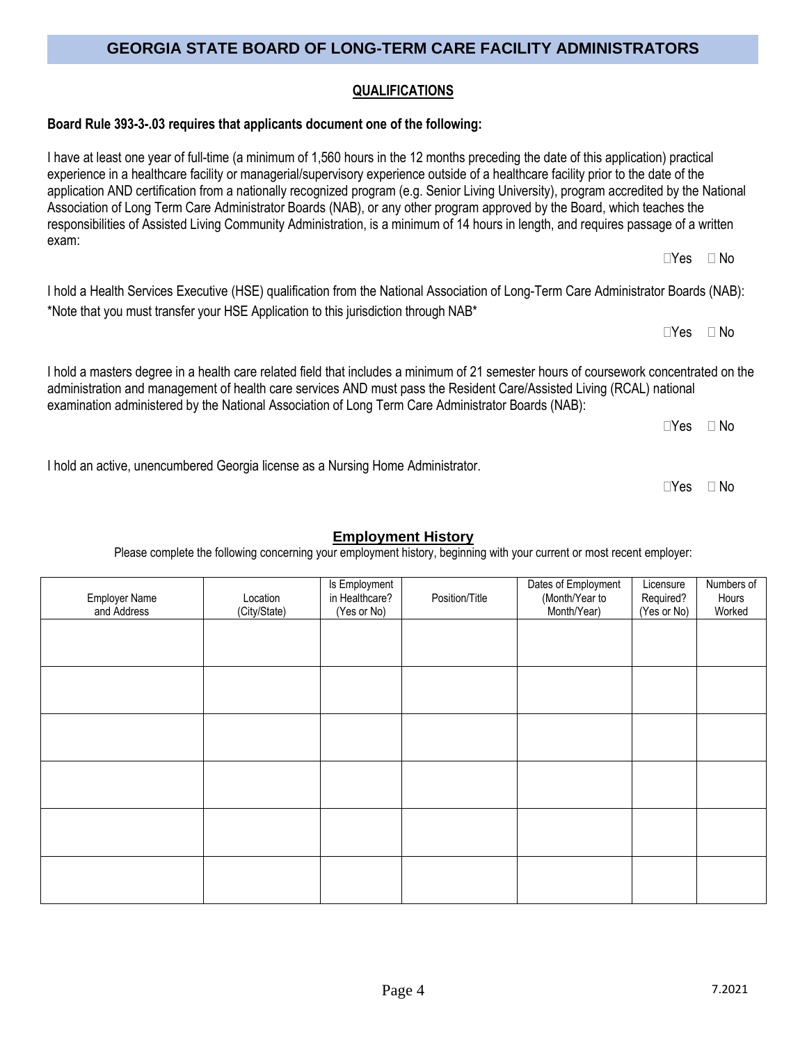# GEORGIA STATE BOARD OF LONG-TERM CARE FACILITY ADMINISTRATORS

## QUALIFICATIONS

**Board Rule 393-3-.03 requires that applicants document one of the following:**

I have at least one year of full-time (a minimum of 1,560 hours in the 12 months preceding the date of this application) practical experience in a healthcare facility or managerial/supervisory experience outside of a healthcare facility prior to the date of the application AND certification from a nationally recognized program (e.g. Senior Living University), program accredited by the National Association of Long Term Care Administrator Boards (NAB), or any other program approved by the Board, which teaches the responsibilities of Assisted Living Community Administration, is a minimum of 14 hours in length, and requires passage of a written exam:

☐Yes ☐ No

I hold a Health Services Executive (HSE) qualification from the National Association of Long-Term Care Administrator Boards (NAB):
*Note that you must transfer your HSE Application to this jurisdiction through NAB*

☐Yes ☐ No

I hold a masters degree in a health care related field that includes a minimum of 21 semester hours of coursework concentrated on the administration and management of health care services AND must pass the Resident Care/Assisted Living (RCAL) national examination administered by the National Association of Long Term Care Administrator Boards (NAB):

☐Yes ☐ No

I hold an active, unencumbered Georgia license as a Nursing Home Administrator.

☐Yes ☐ No

## Employment History

Please complete the following concerning your employment history, beginning with your current or most recent employer:

| Employer Name and Address | Location (City/State) | Is Employment in Healthcare? (Yes or No) | Position/Title | Dates of Employment (Month/Year to Month/Year) | Licensure Required? (Yes or No) | Numbers of Hours Worked |
|---|---|---|---|---|---|---|
| | | | | | | |
| | | | | | | |
| | | | | | | |
| | | | | | | |
| | | | | | | |
| | | | | | | |

7.2021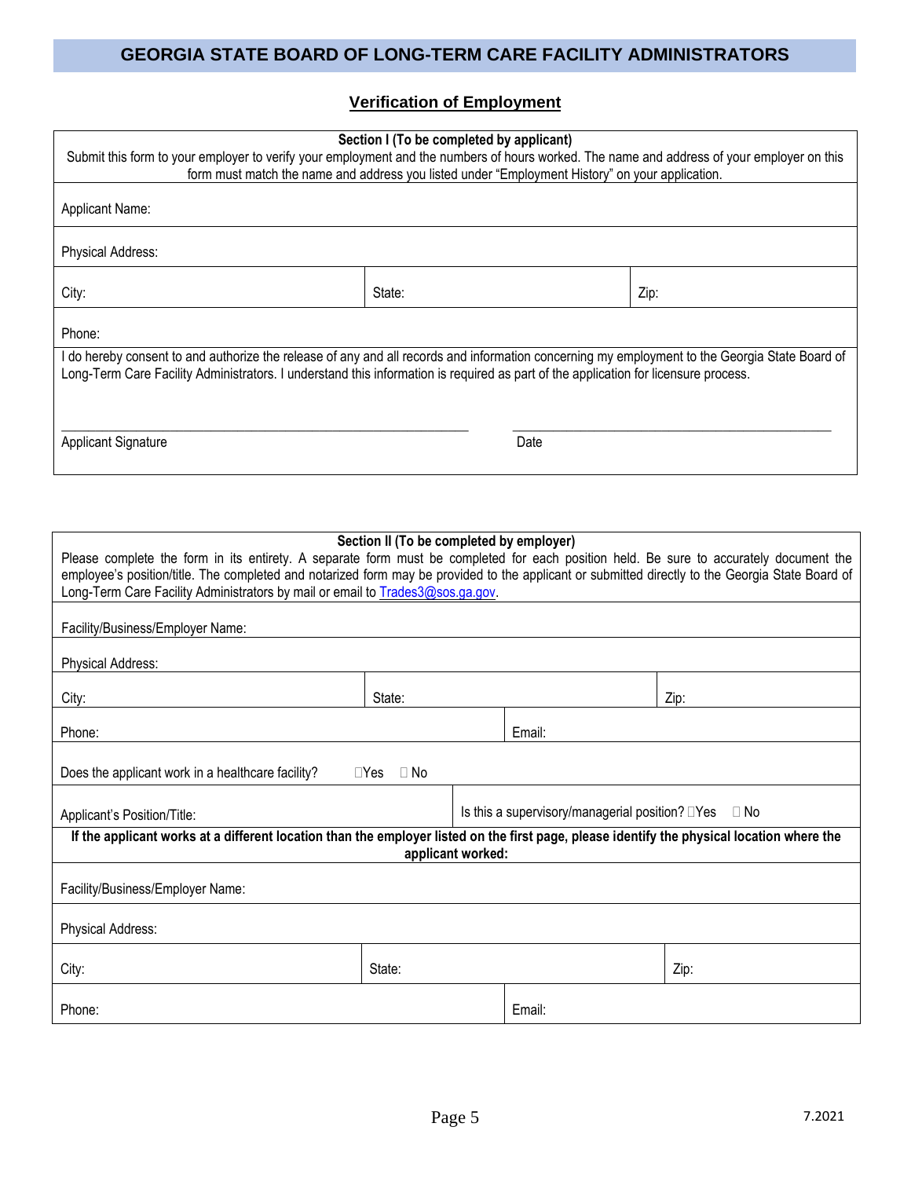# GEORGIA STATE BOARD OF LONG-TERM CARE FACILITY ADMINISTRATORS

## Verification of Employment

**Section I (To be completed by applicant)**

Submit this form to your employer to verify your employment and the numbers of hours worked. The name and address of your employer on this form must match the name and address you listed under "Employment History" on your application.

| | | |
|---|---|---|
| Applicant Name: | | |
| Physical Address: | | |
| City: | State: | Zip: |
| Phone: | | |

I do hereby consent to and authorize the release of any and all records and information concerning my employment to the Georgia State Board of Long-Term Care Facility Administrators. I understand this information is required as part of the application for licensure process.

\_\_\_\_\_\_\_\_\_\_\_\_\_\_\_\_\_\_\_\_\_\_\_\_\_\_\_\_\_\_\_\_\_\_\_\_\_\_\_\_ \_\_\_\_\_\_\_\_\_\_\_\_\_\_\_\_\_\_\_\_\_\_\_\_\_\_\_\_\_\_\_\_\_\_\_\_

Applicant Signature Date

**Section II (To be completed by employer)**

Please complete the form in its entirety. A separate form must be completed for each position held. Be sure to accurately document the employee's position/title. The completed and notarized form may be provided to the applicant or submitted directly to the Georgia State Board of Long-Term Care Facility Administrators by mail or email to Trades3@sos.ga.gov.

| | | |
|---|---|---|
| Facility/Business/Employer Name: | | |
| Physical Address: | | |
| City: | State: | Zip: |
| Phone: | Email: | |
| Does the applicant work in a healthcare facility? ☐Yes ☐ No | | |
| Applicant's Position/Title: | Is this a supervisory/managerial position? ☐Yes ☐ No | |

**If the applicant works at a different location than the employer listed on the first page, please identify the physical location where the applicant worked:**

| | | |
|---|---|---|
| Facility/Business/Employer Name: | | |
| Physical Address: | | |
| City: | State: | Zip: |
| Phone: | Email: | |

7.2021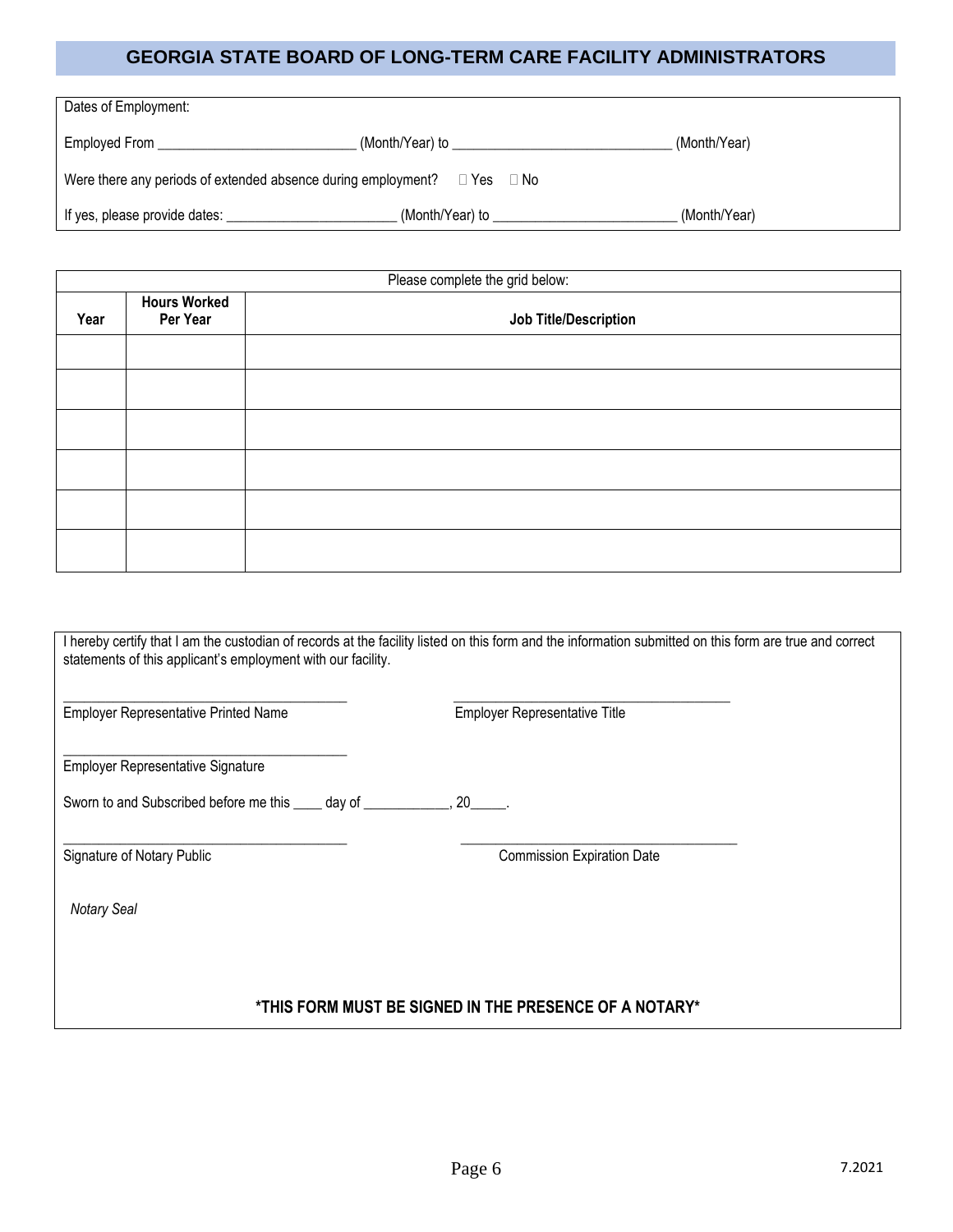## GEORGIA STATE BOARD OF LONG-TERM CARE FACILITY ADMINISTRATORS

Dates of Employment:

Employed From ___________________________ (Month/Year) to ______________________________ (Month/Year)

Were there any periods of extended absence during employment? ☐ Yes ☐ No

If yes, please provide dates: ________________________ (Month/Year) to __________________________ (Month/Year)

Please complete the grid below:

| Year | Hours Worked Per Year | Job Title/Description |
|---|---|---|
| | | |
| | | |
| | | |
| | | |
| | | |
| | | |

I hereby certify that I am the custodian of records at the facility listed on this form and the information submitted on this form are true and correct statements of this applicant's employment with our facility.

________________________________________ ________________________________________
Employer Representative Printed Name Employer Representative Title

________________________________________
Employer Representative Signature

Sworn to and Subscribed before me this ____ day of ____________, 20_____.

________________________________________ ________________________________________
Signature of Notary Public Commission Expiration Date

*Notary Seal*

**\*THIS FORM MUST BE SIGNED IN THE PRESENCE OF A NOTARY\***

7.2021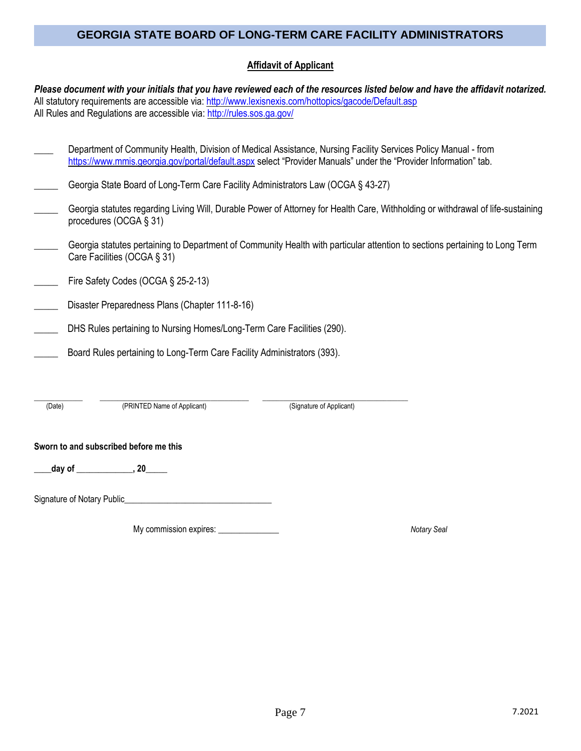# GEORGIA STATE BOARD OF LONG-TERM CARE FACILITY ADMINISTRATORS

## Affidavit of Applicant

***Please document with your initials that you have reviewed each of the resources listed below and have the affidavit notarized.***
All statutory requirements are accessible via: http://www.lexisnexis.com/hottopics/gacode/Default.asp
All Rules and Regulations are accessible via: http://rules.sos.ga.gov/

____ Department of Community Health, Division of Medical Assistance, Nursing Facility Services Policy Manual - from https://www.mmis.georgia.gov/portal/default.aspx select “Provider Manuals” under the “Provider Information” tab.

_____ Georgia State Board of Long-Term Care Facility Administrators Law (OCGA § 43-27)

_____ Georgia statutes regarding Living Will, Durable Power of Attorney for Health Care, Withholding or withdrawal of life-sustaining procedures (OCGA § 31)

_____ Georgia statutes pertaining to Department of Community Health with particular attention to sections pertaining to Long Term Care Facilities (OCGA § 31)

_____ Fire Safety Codes (OCGA § 25-2-13)

_____ Disaster Preparedness Plans (Chapter 111-8-16)

_____ DHS Rules pertaining to Nursing Homes/Long-Term Care Facilities (290).

_____ Board Rules pertaining to Long-Term Care Facility Administrators (393).

___________ ________________________________ ________________________________
(Date) (PRINTED Name of Applicant) (Signature of Applicant)

**Sworn to and subscribed before me this**

**____day of _____________, 20_____**

Signature of Notary Public_________________________________

My commission expires: ______________

*Notary Seal*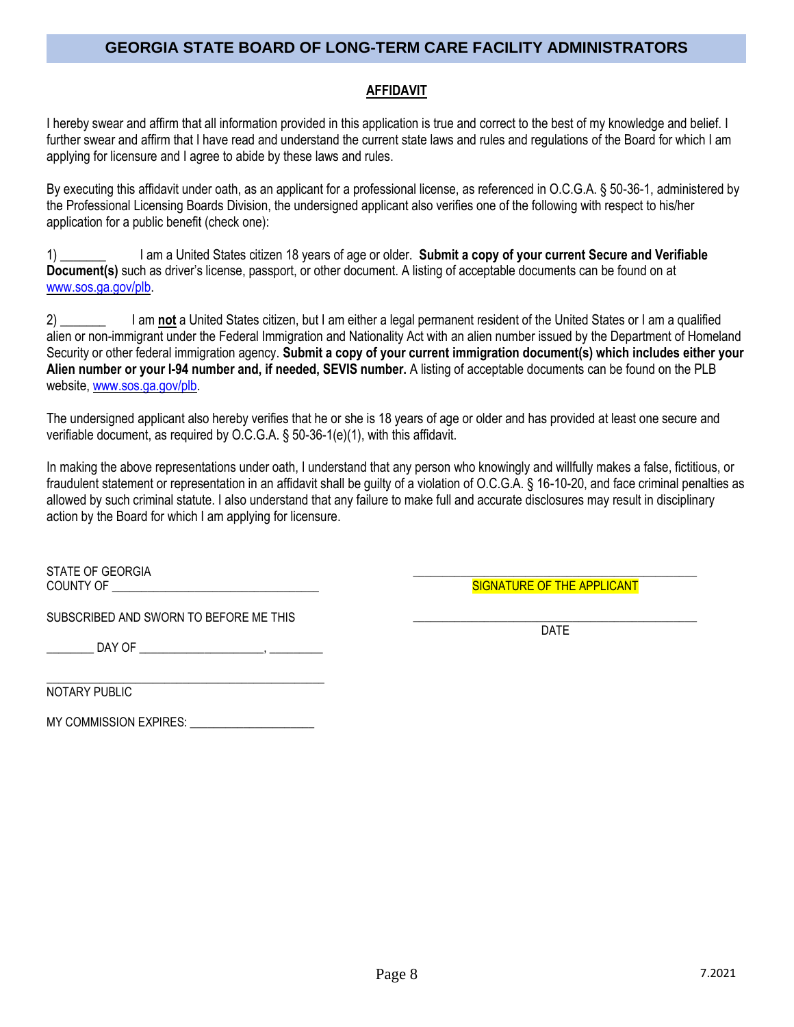# GEORGIA STATE BOARD OF LONG-TERM CARE FACILITY ADMINISTRATORS

## AFFIDAVIT

I hereby swear and affirm that all information provided in this application is true and correct to the best of my knowledge and belief. I further swear and affirm that I have read and understand the current state laws and rules and regulations of the Board for which I am applying for licensure and I agree to abide by these laws and rules.

By executing this affidavit under oath, as an applicant for a professional license, as referenced in O.C.G.A. § 50-36-1, administered by the Professional Licensing Boards Division, the undersigned applicant also verifies one of the following with respect to his/her application for a public benefit (check one):

1) _______ I am a United States citizen 18 years of age or older. **Submit a copy of your current Secure and Verifiable Document(s)** such as driver's license, passport, or other document. A listing of acceptable documents can be found on at www.sos.ga.gov/plb.

2) _______ I am **not** a United States citizen, but I am either a legal permanent resident of the United States or I am a qualified alien or non-immigrant under the Federal Immigration and Nationality Act with an alien number issued by the Department of Homeland Security or other federal immigration agency. **Submit a copy of your current immigration document(s) which includes either your Alien number or your I-94 number and, if needed, SEVIS number.** A listing of acceptable documents can be found on the PLB website, www.sos.ga.gov/plb.

The undersigned applicant also hereby verifies that he or she is 18 years of age or older and has provided at least one secure and verifiable document, as required by O.C.G.A. § 50-36-1(e)(1), with this affidavit.

In making the above representations under oath, I understand that any person who knowingly and willfully makes a false, fictitious, or fraudulent statement or representation in an affidavit shall be guilty of a violation of O.C.G.A. § 16-10-20, and face criminal penalties as allowed by such criminal statute. I also understand that any failure to make full and accurate disclosures may result in disciplinary action by the Board for which I am applying for licensure.

STATE OF GEORGIA
COUNTY OF _________________________________

_____________________________________________
SIGNATURE OF THE APPLICANT

SUBSCRIBED AND SWORN TO BEFORE ME THIS

________ DAY OF ____________________, _________

_____________________________________________
DATE

_____________________________________________
NOTARY PUBLIC

MY COMMISSION EXPIRES: ____________________

7.2021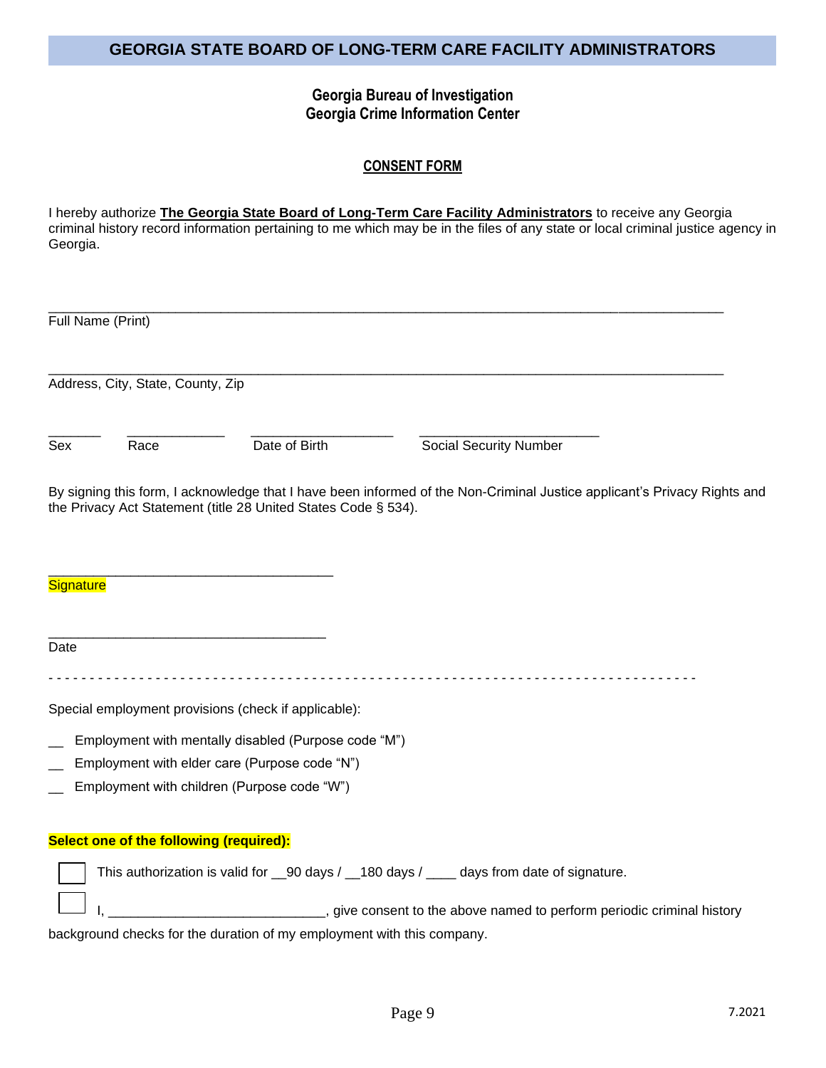## GEORGIA STATE BOARD OF LONG-TERM CARE FACILITY ADMINISTRATORS

**Georgia Bureau of Investigation**
**Georgia Crime Information Center**

**CONSENT FORM**

I hereby authorize **The Georgia State Board of Long-Term Care Facility Administrators** to receive any Georgia criminal history record information pertaining to me which may be in the files of any state or local criminal justice agency in Georgia.

_______________________________________________________________________________

Full Name (Print)

_______________________________________________________________________________

Address, City, State, County, Zip

_______ _____________ ___________________ _______________________

Sex Race Date of Birth Social Security Number

By signing this form, I acknowledge that I have been informed of the Non-Criminal Justice applicant's Privacy Rights and the Privacy Act Statement (title 28 United States Code § 534).

_____________________________________

Signature

_____________________________________

Date

- - - - - - - - - - - - - - - - - - - - - - - - - - - - - - - - - - - - - - - - - - - - - - - - - - - - - - - - - - - - - - - - - - - - - - - - - - - - - -

Special employment provisions (check if applicable):

__ Employment with mentally disabled (Purpose code "M")
__ Employment with elder care (Purpose code "N")
__ Employment with children (Purpose code "W")

**Select one of the following (required):**

☐ This authorization is valid for __90 days / __180 days / ____ days from date of signature.

☐ I, ____________________________, give consent to the above named to perform periodic criminal history background checks for the duration of my employment with this company.